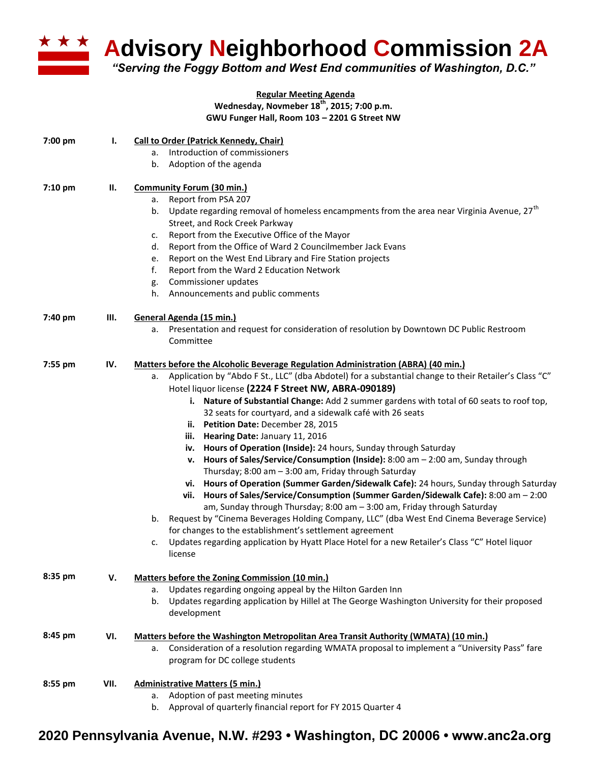# Advisory Neighborhood Commission 2A

*"Serving the Foggy Bottom and West End communities of Washington, D.C."*

**Regular Meeting Agenda**
**Wednesday, Novmeber 18th, 2015; 7:00 p.m.**
**GWU Funger Hall, Room 103 – 2201 G Street NW**

**7:00 pm — I. Call to Order (Patrick Kennedy, Chair)**

a. Introduction of commissioners
b. Adoption of the agenda

**7:10 pm — II. Community Forum (30 min.)**

a. Report from PSA 207
b. Update regarding removal of homeless encampments from the area near Virginia Avenue, 27th Street, and Rock Creek Parkway
c. Report from the Executive Office of the Mayor
d. Report from the Office of Ward 2 Councilmember Jack Evans
e. Report on the West End Library and Fire Station projects
f. Report from the Ward 2 Education Network
g. Commissioner updates
h. Announcements and public comments

**7:40 pm — III. General Agenda (15 min.)**

a. Presentation and request for consideration of resolution by Downtown DC Public Restroom Committee

**7:55 pm — IV. Matters before the Alcoholic Beverage Regulation Administration (ABRA) (40 min.)**

a. Application by "Abdo F St., LLC" (dba Abdotel) for a substantial change to their Retailer's Class "C" Hotel liquor license **(2224 F Street NW, ABRA-090189)**
   i. **Nature of Substantial Change:** Add 2 summer gardens with total of 60 seats to roof top, 32 seats for courtyard, and a sidewalk café with 26 seats
   ii. **Petition Date:** December 28, 2015
   iii. **Hearing Date:** January 11, 2016
   iv. **Hours of Operation (Inside):** 24 hours, Sunday through Saturday
   v. **Hours of Sales/Service/Consumption (Inside):** 8:00 am – 2:00 am, Sunday through Thursday; 8:00 am – 3:00 am, Friday through Saturday
   vi. **Hours of Operation (Summer Garden/Sidewalk Cafe):** 24 hours, Sunday through Saturday
   vii. **Hours of Sales/Service/Consumption (Summer Garden/Sidewalk Cafe):** 8:00 am – 2:00 am, Sunday through Thursday; 8:00 am – 3:00 am, Friday through Saturday

b. Request by "Cinema Beverages Holding Company, LLC" (dba West End Cinema Beverage Service) for changes to the establishment's settlement agreement
c. Updates regarding application by Hyatt Place Hotel for a new Retailer's Class "C" Hotel liquor license

**8:35 pm — V. Matters before the Zoning Commission (10 min.)**

a. Updates regarding ongoing appeal by the Hilton Garden Inn
b. Updates regarding application by Hillel at The George Washington University for their proposed development

**8:45 pm — VI. Matters before the Washington Metropolitan Area Transit Authority (WMATA) (10 min.)**

a. Consideration of a resolution regarding WMATA proposal to implement a "University Pass" fare program for DC college students

**8:55 pm — VII. Administrative Matters (5 min.)**

a. Adoption of past meeting minutes
b. Approval of quarterly financial report for FY 2015 Quarter 4

**2020 Pennsylvania Avenue, N.W. #293 • Washington, DC 20006 • www.anc2a.org**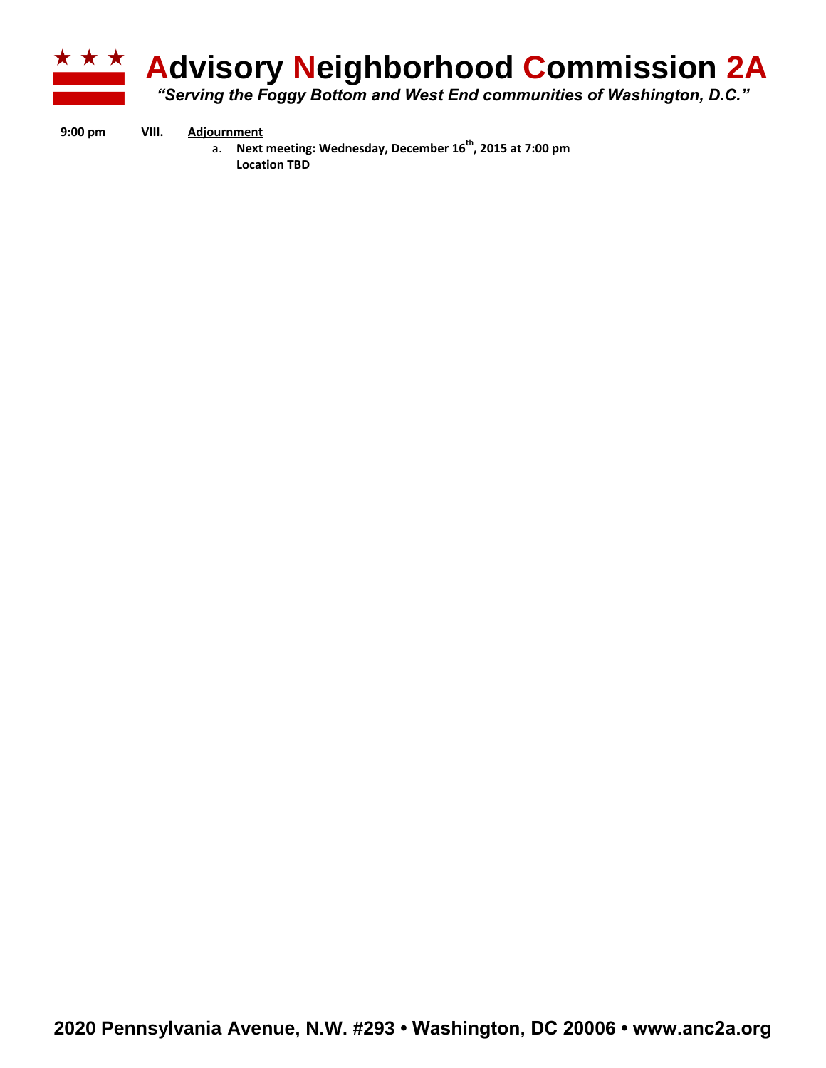**9:00 pm** **VIII.** **Adjournment**

a. **Next meeting: Wednesday, December 16th, 2015 at 7:00 pm**
**Location TBD**